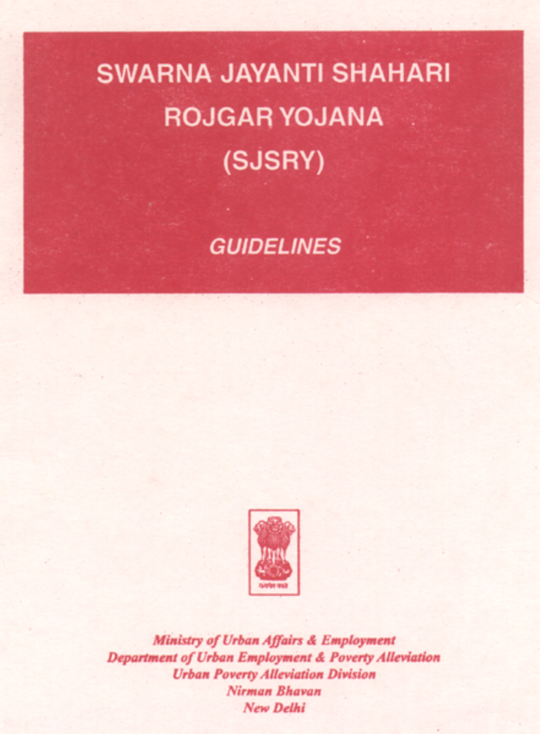# SWARNA JAYANTI SHAHARI ROJGAR YOJANA (SJSRY)

## *GUIDELINES*

***Ministry of Urban Affairs & Employment***
***Department of Urban Employment & Poverty Alleviation***
***Urban Poverty Alleviation Division***
***Nirman Bhavan***
***New Delhi***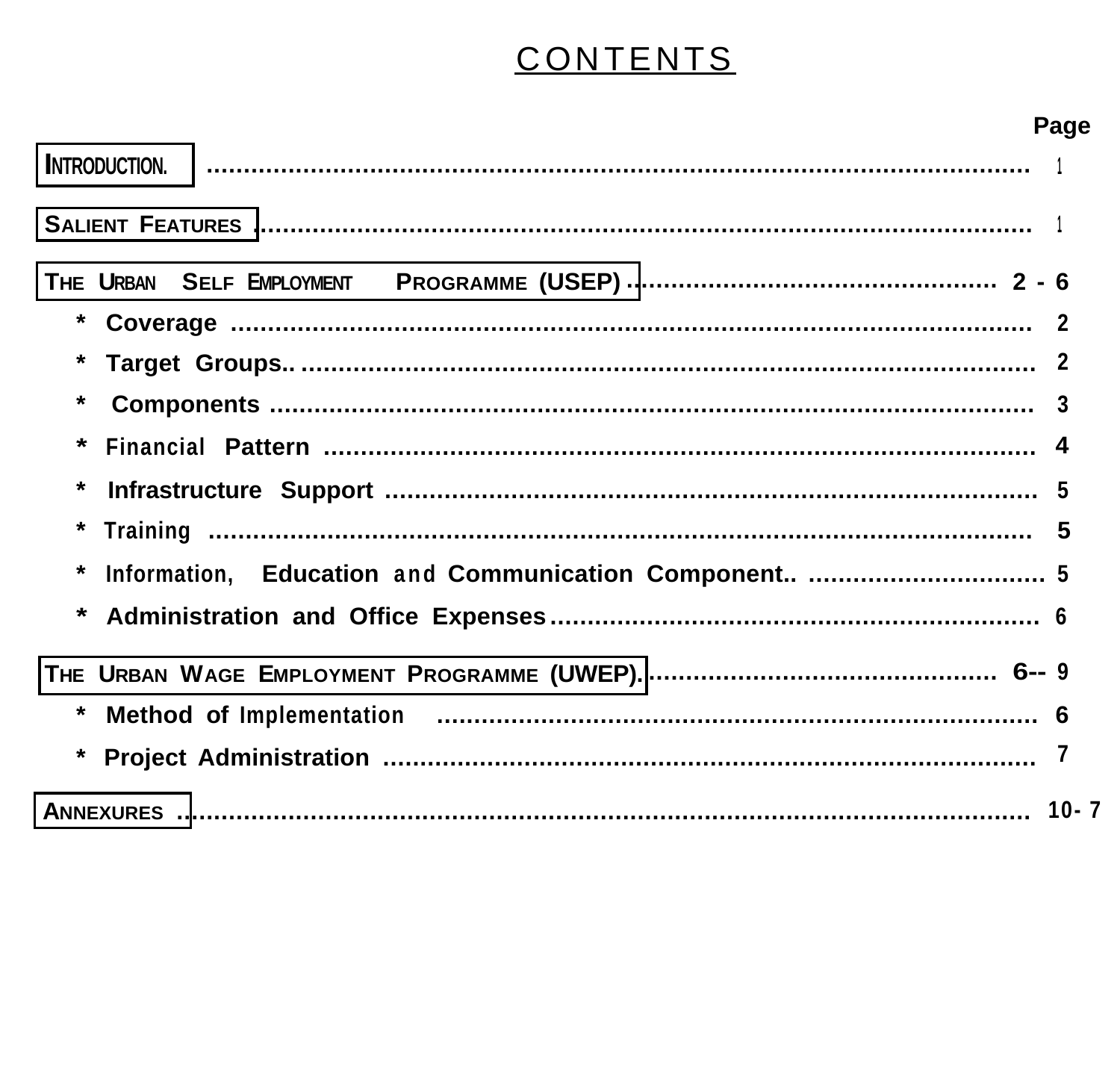# CONTENTS

| | Page |
|---|---|
| INTRODUCTION. | 1 |
| SALIENT FEATURES | 1 |
| THE URBAN SELF EMPLOYMENT PROGRAMME (USEP) | 2 - 6 |
| * Coverage | 2 |
| * Target Groups.. | 2 |
| * Components | 3 |
| * Financial Pattern | 4 |
| * Infrastructure Support | 5 |
| * Training | 5 |
| * Information, Education and Communication Component.. | 5 |
| * Administration and Office Expenses | 6 |
| THE URBAN WAGE EMPLOYMENT PROGRAMME (UWEP). | 6-- 9 |
| * Method of Implementation | 6 |
| * Project Administration | 7 |
| ANNEXURES | 10- 7 |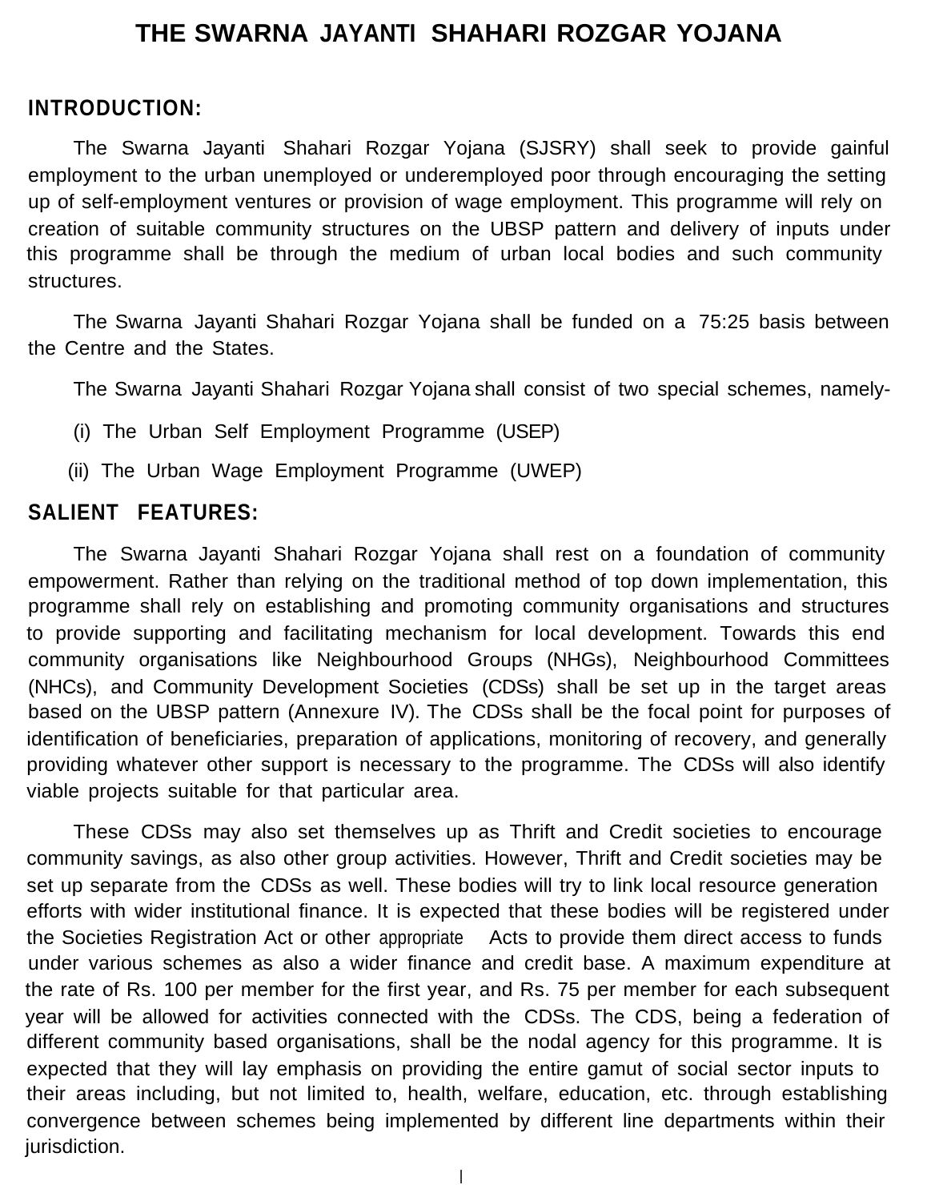# THE SWARNA JAYANTI SHAHARI ROZGAR YOJANA

## INTRODUCTION:

The Swarna Jayanti Shahari Rozgar Yojana (SJSRY) shall seek to provide gainful employment to the urban unemployed or underemployed poor through encouraging the setting up of self-employment ventures or provision of wage employment. This programme will rely on creation of suitable community structures on the UBSP pattern and delivery of inputs under this programme shall be through the medium of urban local bodies and such community structures.

The Swarna Jayanti Shahari Rozgar Yojana shall be funded on a 75:25 basis between the Centre and the States.

The Swarna Jayanti Shahari Rozgar Yojana shall consist of two special schemes, namely-

(i) The Urban Self Employment Programme (USEP)

(ii) The Urban Wage Employment Programme (UWEP)

## SALIENT FEATURES:

The Swarna Jayanti Shahari Rozgar Yojana shall rest on a foundation of community empowerment. Rather than relying on the traditional method of top down implementation, this programme shall rely on establishing and promoting community organisations and structures to provide supporting and facilitating mechanism for local development. Towards this end community organisations like Neighbourhood Groups (NHGs), Neighbourhood Committees (NHCs), and Community Development Societies (CDSs) shall be set up in the target areas based on the UBSP pattern (Annexure IV). The CDSs shall be the focal point for purposes of identification of beneficiaries, preparation of applications, monitoring of recovery, and generally providing whatever other support is necessary to the programme. The CDSs will also identify viable projects suitable for that particular area.

These CDSs may also set themselves up as Thrift and Credit societies to encourage community savings, as also other group activities. However, Thrift and Credit societies may be set up separate from the CDSs as well. These bodies will try to link local resource generation efforts with wider institutional finance. It is expected that these bodies will be registered under the Societies Registration Act or other appropriate Acts to provide them direct access to funds under various schemes as also a wider finance and credit base. A maximum expenditure at the rate of Rs. 100 per member for the first year, and Rs. 75 per member for each subsequent year will be allowed for activities connected with the CDSs. The CDS, being a federation of different community based organisations, shall be the nodal agency for this programme. It is expected that they will lay emphasis on providing the entire gamut of social sector inputs to their areas including, but not limited to, health, welfare, education, etc. through establishing convergence between schemes being implemented by different line departments within their jurisdiction.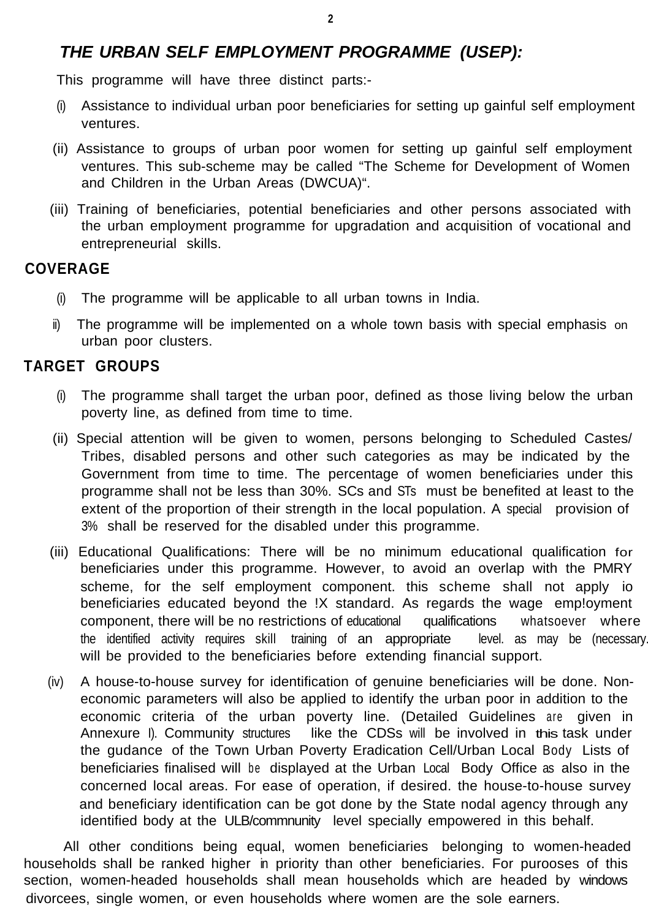## *THE URBAN SELF EMPLOYMENT PROGRAMME (USEP):*

This programme will have three distinct parts:-

(i) Assistance to individual urban poor beneficiaries for setting up gainful self employment ventures.

(ii) Assistance to groups of urban poor women for setting up gainful self employment ventures. This sub-scheme may be called "The Scheme for Development of Women and Children in the Urban Areas (DWCUA)".

(iii) Training of beneficiaries, potential beneficiaries and other persons associated with the urban employment programme for upgradation and acquisition of vocational and entrepreneurial skills.

### COVERAGE

(i) The programme will be applicable to all urban towns in India.

ii) The programme will be implemented on a whole town basis with special emphasis on urban poor clusters.

### TARGET GROUPS

(i) The programme shall target the urban poor, defined as those living below the urban poverty line, as defined from time to time.

(ii) Special attention will be given to women, persons belonging to Scheduled Castes/ Tribes, disabled persons and other such categories as may be indicated by the Government from time to time. The percentage of women beneficiaries under this programme shall not be less than 30%. SCs and STs must be benefited at least to the extent of the proportion of their strength in the local population. A special provision of 3% shall be reserved for the disabled under this programme.

(iii) Educational Qualifications: There will be no minimum educational qualification for beneficiaries under this programme. However, to avoid an overlap with the PMRY scheme, for the self employment component. this scheme shall not apply io beneficiaries educated beyond the !X standard. As regards the wage emp!oyment component, there will be no restrictions of educational qualifications whatsoever where the identified activity requires skill training of an appropriate level. as may be (necessary. will be provided to the beneficiaries before extending financial support.

(iv) A house-to-house survey for identification of genuine beneficiaries will be done. Non-economic parameters will also be applied to identify the urban poor in addition to the economic criteria of the urban poverty line. (Detailed Guidelines are given in Annexure I). Community structures like the CDSs will be involved in this task under the gudance of the Town Urban Poverty Eradication Cell/Urban Local Body Lists of beneficiaries finalised will be displayed at the Urban Local Body Office as also in the concerned local areas. For ease of operation, if desired. the house-to-house survey and beneficiary identification can be got done by the State nodal agency through any identified body at the ULB/commnunity level specially empowered in this behalf.

All other conditions being equal, women beneficiaries belonging to women-headed households shall be ranked higher in priority than other beneficiaries. For purooses of this section, women-headed households shall mean households which are headed by windows divorcees, single women, or even households where women are the sole earners.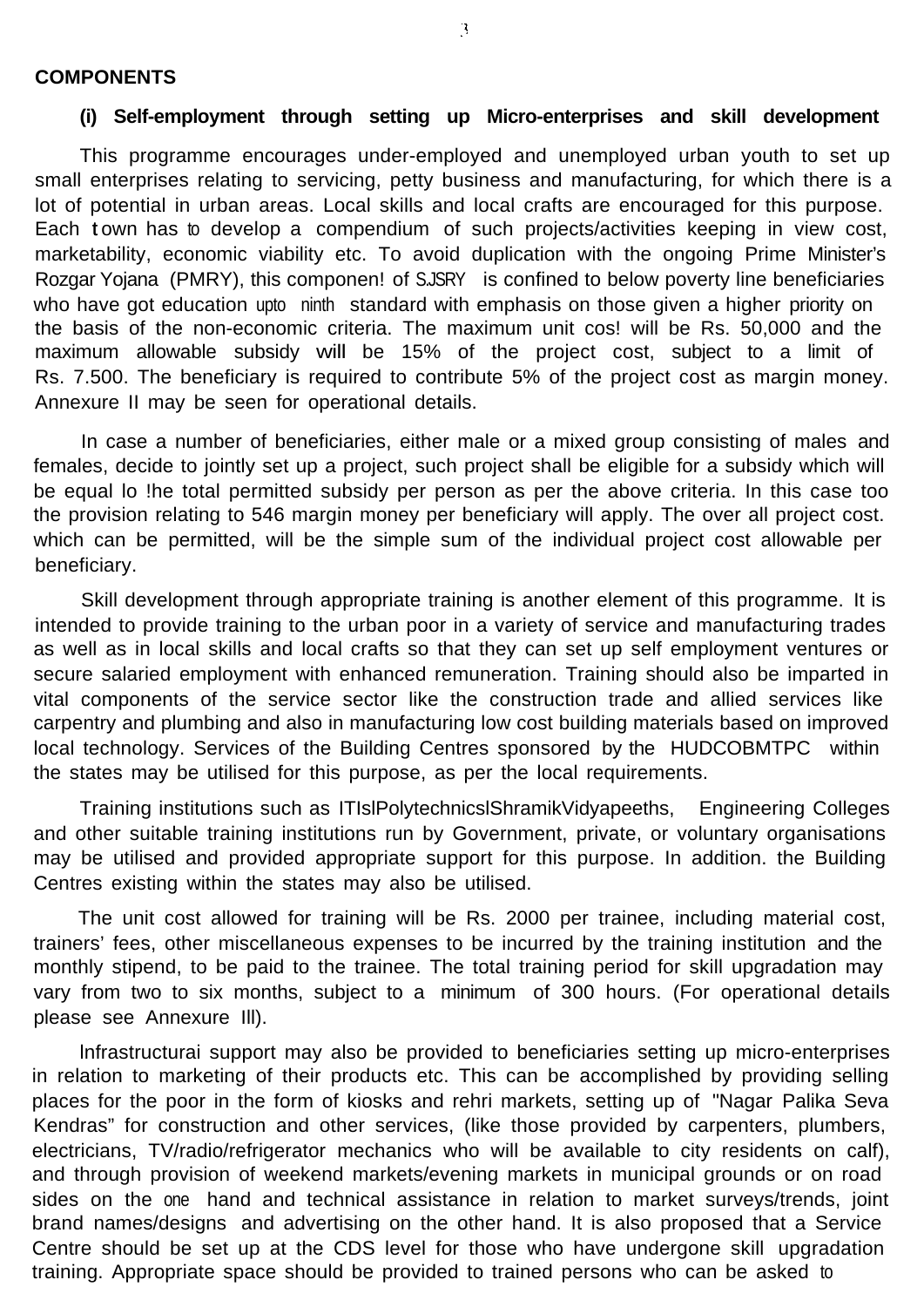**COMPONENTS**

**(i) Self-employment through setting up Micro-enterprises and skill development**

This programme encourages under-employed and unemployed urban youth to set up small enterprises relating to servicing, petty business and manufacturing, for which there is a lot of potential in urban areas. Local skills and local crafts are encouraged for this purpose. Each town has to develop a compendium of such projects/activities keeping in view cost, marketability, economic viability etc. To avoid duplication with the ongoing Prime Minister's Rozgar Yojana (PMRY), this componen! of SJSRY is confined to below poverty line beneficiaries who have got education upto ninth standard with emphasis on those given a higher priority on the basis of the non-economic criteria. The maximum unit cos! will be Rs. 50,000 and the maximum allowable subsidy will be 15% of the project cost, subject to a limit of Rs. 7.500. The beneficiary is required to contribute 5% of the project cost as margin money. Annexure II may be seen for operational details.

In case a number of beneficiaries, either male or a mixed group consisting of males and females, decide to jointly set up a project, such project shall be eligible for a subsidy which will be equal lo !he total permitted subsidy per person as per the above criteria. In this case too the provision relating to 546 margin money per beneficiary will apply. The over all project cost. which can be permitted, will be the simple sum of the individual project cost allowable per beneficiary.

Skill development through appropriate training is another element of this programme. It is intended to provide training to the urban poor in a variety of service and manufacturing trades as well as in local skills and local crafts so that they can set up self employment ventures or secure salaried employment with enhanced remuneration. Training should also be imparted in vital components of the service sector like the construction trade and allied services like carpentry and plumbing and also in manufacturing low cost building materials based on improved local technology. Services of the Building Centres sponsored by the HUDCOBMTPC within the states may be utilised for this purpose, as per the local requirements.

Training institutions such as ITIslPolytechnicslShramikVidyapeeths, Engineering Colleges and other suitable training institutions run by Government, private, or voluntary organisations may be utilised and provided appropriate support for this purpose. In addition. the Building Centres existing within the states may also be utilised.

The unit cost allowed for training will be Rs. 2000 per trainee, including material cost, trainers' fees, other miscellaneous expenses to be incurred by the training institution and the monthly stipend, to be paid to the trainee. The total training period for skill upgradation may vary from two to six months, subject to a minimum of 300 hours. (For operational details please see Annexure Ill).

lnfrastructurai support may also be provided to beneficiaries setting up micro-enterprises in relation to marketing of their products etc. This can be accomplished by providing selling places for the poor in the form of kiosks and rehri markets, setting up of "Nagar Palika Seva Kendras" for construction and other services, (like those provided by carpenters, plumbers, electricians, TV/radio/refrigerator mechanics who will be available to city residents on calf), and through provision of weekend markets/evening markets in municipal grounds or on road sides on the one hand and technical assistance in relation to market surveys/trends, joint brand names/designs and advertising on the other hand. It is also proposed that a Service Centre should be set up at the CDS level for those who have undergone skill upgradation training. Appropriate space should be provided to trained persons who can be asked to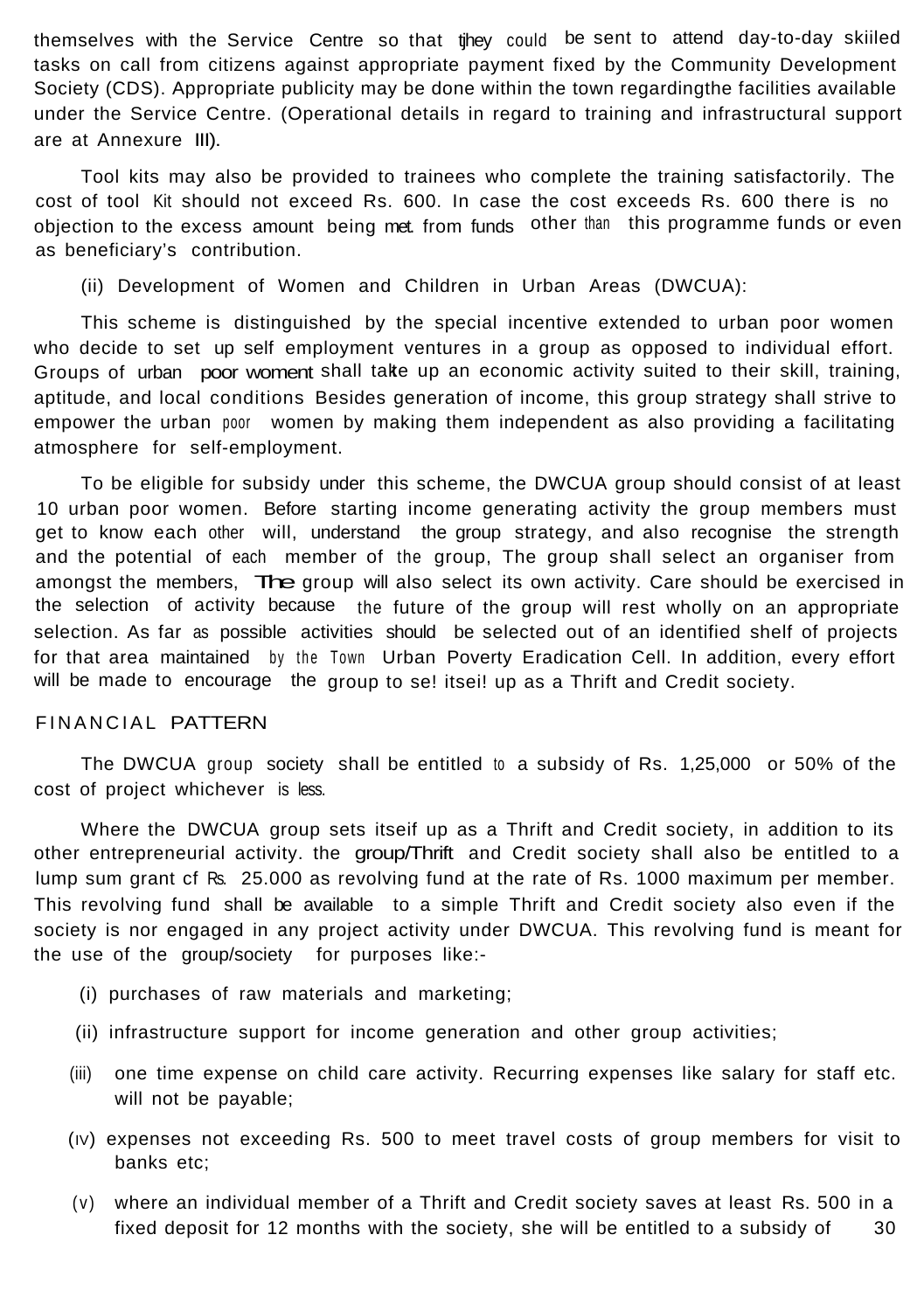themselves with the Service Centre so that tjhey could be sent to attend day-to-day skiiled tasks on call from citizens against appropriate payment fixed by the Community Development Society (CDS). Appropriate publicity may be done within the town regardingthe facilities available under the Service Centre. (Operational details in regard to training and infrastructural support are at Annexure III).

Tool kits may also be provided to trainees who complete the training satisfactorily. The cost of tool Kit should not exceed Rs. 600. In case the cost exceeds Rs. 600 there is no objection to the excess amount being met. from funds other than this programme funds or even as beneficiary's contribution.

(ii) Development of Women and Children in Urban Areas (DWCUA):

This scheme is distinguished by the special incentive extended to urban poor women who decide to set up self employment ventures in a group as opposed to individual effort. Groups of urban poor woment shall talke up an economic activity suited to their skill, training, aptitude, and local conditions Besides generation of income, this group strategy shall strive to empower the urban poor women by making them independent as also providing a facilitating atmosphere for self-employment.

To be eligible for subsidy under this scheme, the DWCUA group should consist of at least 10 urban poor women. Before starting income generating activity the group members must get to know each other will, understand the group strategy, and also recognise the strength and the potential of each member of the group, The group shall select an organiser from amongst the members, The group will also select its own activity. Care should be exercised in the selection of activity because the future of the group will rest wholly on an appropriate selection. As far as possible activities should be selected out of an identified shelf of projects for that area maintained by the Town Urban Poverty Eradication Cell. In addition, every effort will be made to encourage the group to se! itsei! up as a Thrift and Credit society.

FINANCIAL PATTERN

The DWCUA group society shall be entitled to a subsidy of Rs. 1,25,000 or 50% of the cost of project whichever is less.

Where the DWCUA group sets itseif up as a Thrift and Credit society, in addition to its other entrepreneurial activity. the group/Thrift and Credit society shall also be entitled to a lump sum grant cf Rs. 25.000 as revolving fund at the rate of Rs. 1000 maximum per member. This revolving fund shall be available to a simple Thrift and Credit society also even if the society is nor engaged in any project activity under DWCUA. This revolving fund is meant for the use of the group/society for purposes like:-

(i) purchases of raw materials and marketing;

(ii) infrastructure support for income generation and other group activities;

(iii) one time expense on child care activity. Recurring expenses like salary for staff etc. will not be payable;

(IV) expenses not exceeding Rs. 500 to meet travel costs of group members for visit to banks etc;

(v) where an individual member of a Thrift and Credit society saves at least Rs. 500 in a fixed deposit for 12 months with the society, she will be entitled to a subsidy of 30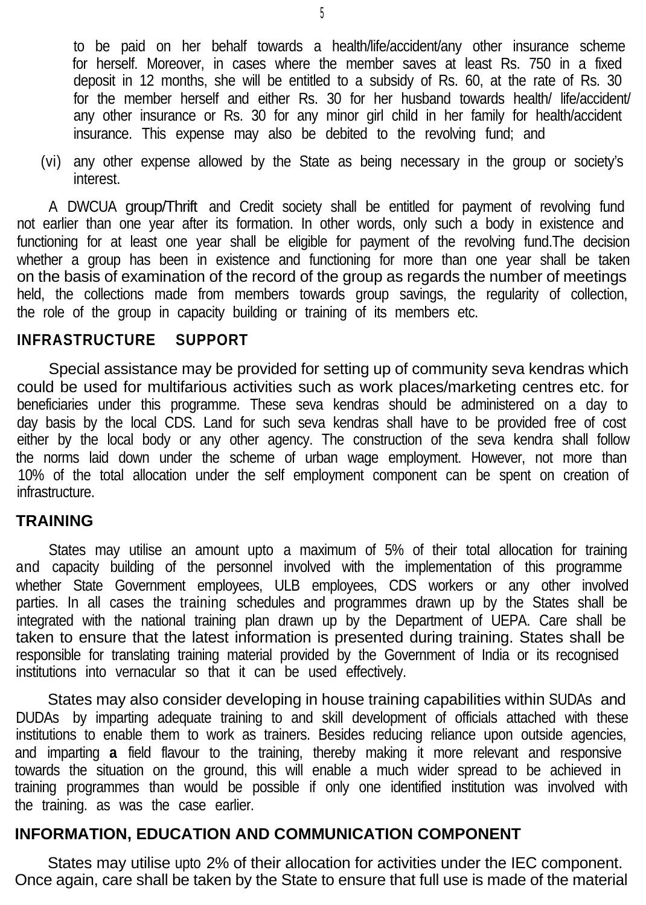to be paid on her behalf towards a health/life/accident/any other insurance scheme for herself. Moreover, in cases where the member saves at least Rs. 750 in a fixed deposit in 12 months, she will be entitled to a subsidy of Rs. 60, at the rate of Rs. 30 for the member herself and either Rs. 30 for her husband towards health/ life/accident/ any other insurance or Rs. 30 for any minor girl child in her family for health/accident insurance. This expense may also be debited to the revolving fund; and

(vi) any other expense allowed by the State as being necessary in the group or society's interest.

A DWCUA group/Thrift and Credit society shall be entitled for payment of revolving fund not earlier than one year after its formation. In other words, only such a body in existence and functioning for at least one year shall be eligible for payment of the revolving fund.The decision whether a group has been in existence and functioning for more than one year shall be taken on the basis of examination of the record of the group as regards the number of meetings held, the collections made from members towards group savings, the regularity of collection, the role of the group in capacity building or training of its members etc.

## INFRASTRUCTURE SUPPORT

Special assistance may be provided for setting up of community seva kendras which could be used for multifarious activities such as work places/marketing centres etc. for beneficiaries under this programme. These seva kendras should be administered on a day to day basis by the local CDS. Land for such seva kendras shall have to be provided free of cost either by the local body or any other agency. The construction of the seva kendra shall follow the norms laid down under the scheme of urban wage employment. However, not more than 10% of the total allocation under the self employment component can be spent on creation of infrastructure.

## TRAINING

States may utilise an amount upto a maximum of 5% of their total allocation for training and capacity building of the personnel involved with the implementation of this programme whether State Government employees, ULB employees, CDS workers or any other involved parties. In all cases the training schedules and programmes drawn up by the States shall be integrated with the national training plan drawn up by the Department of UEPA. Care shall be taken to ensure that the latest information is presented during training. States shall be responsible for translating training material provided by the Government of India or its recognised institutions into vernacular so that it can be used effectively.

States may also consider developing in house training capabilities within SUDAs and DUDAs by imparting adequate training to and skill development of officials attached with these institutions to enable them to work as trainers. Besides reducing reliance upon outside agencies, and imparting **a** field flavour to the training, thereby making it more relevant and responsive towards the situation on the ground, this will enable a much wider spread to be achieved in training programmes than would be possible if only one identified institution was involved with the training. as was the case earlier.

## INFORMATION, EDUCATION AND COMMUNICATION COMPONENT

States may utilise upto 2% of their allocation for activities under the IEC component. Once again, care shall be taken by the State to ensure that full use is made of the material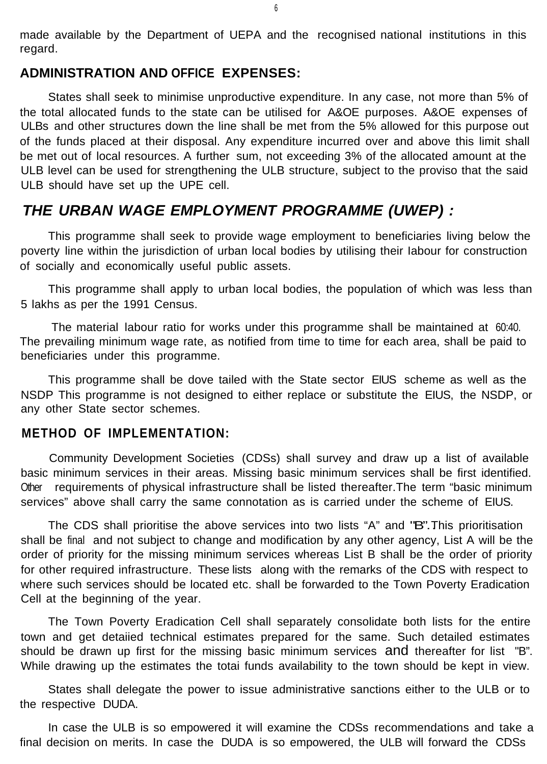made available by the Department of UEPA and the recognised national institutions in this regard.

## ADMINISTRATION AND OFFICE EXPENSES:

States shall seek to minimise unproductive expenditure. In any case, not more than 5% of the total allocated funds to the state can be utilised for A&OE purposes. A&OE expenses of ULBs and other structures down the line shall be met from the 5% allowed for this purpose out of the funds placed at their disposal. Any expenditure incurred over and above this limit shall be met out of local resources. A further sum, not exceeding 3% of the allocated amount at the ULB level can be used for strengthening the ULB structure, subject to the proviso that the said ULB should have set up the UPE cell.

## *THE URBAN WAGE EMPLOYMENT PROGRAMME (UWEP) :*

This programme shall seek to provide wage employment to beneficiaries living below the poverty line within the jurisdiction of urban local bodies by utilising their Iabour for construction of socially and economically useful public assets.

This programme shall apply to urban local bodies, the population of which was less than 5 lakhs as per the 1991 Census.

The material labour ratio for works under this programme shall be maintained at 60:40. The prevailing minimum wage rate, as notified from time to time for each area, shall be paid to beneficiaries under this programme.

This programme shall be dove tailed with the State sector EIUS scheme as well as the NSDP This programme is not designed to either replace or substitute the EIUS, the NSDP, or any other State sector schemes.

## METHOD OF IMPLEMENTATION:

Community Development Societies (CDSs) shall survey and draw up a list of available basic minimum services in their areas. Missing basic minimum services shall be first identified. Other requirements of physical infrastructure shall be listed thereafter.The term “basic minimum services” above shall carry the same connotation as is carried under the scheme of EIUS.

The CDS shall prioritise the above services into two lists “A” and "B”.This prioritisation shall be final and not subject to change and modification by any other agency, List A will be the order of priority for the missing minimum services whereas List B shall be the order of priority for other required infrastructure. These lists along with the remarks of the CDS with respect to where such services should be located etc. shall be forwarded to the Town Poverty Eradication Cell at the beginning of the year.

The Town Poverty Eradication Cell shall separately consolidate both lists for the entire town and get detaiied technical estimates prepared for the same. Such detailed estimates should be drawn up first for the missing basic minimum services and thereafter for list "B”. While drawing up the estimates the totai funds availability to the town should be kept in view.

States shall delegate the power to issue administrative sanctions either to the ULB or to the respective DUDA.

In case the ULB is so empowered it will examine the CDSs recommendations and take a final decision on merits. In case the DUDA is so empowered, the ULB will forward the CDSs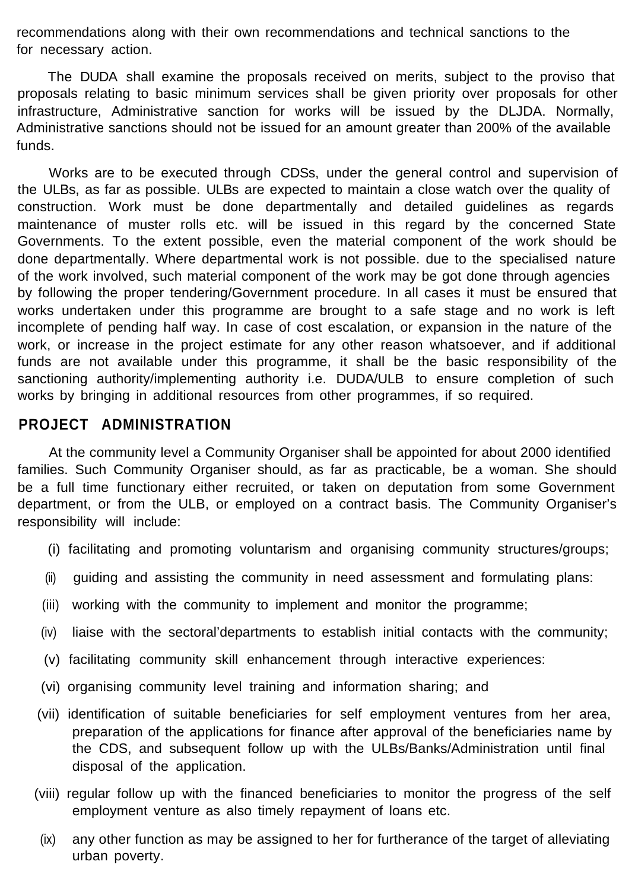recommendations along with their own recommendations and technical sanctions to the for necessary action.

The DUDA shall examine the proposals received on merits, subject to the proviso that proposals relating to basic minimum services shall be given priority over proposals for other infrastructure, Administrative sanction for works will be issued by the DLJDA. Normally, Administrative sanctions should not be issued for an amount greater than 200% of the available funds.

Works are to be executed through CDSs, under the general control and supervision of the ULBs, as far as possible. ULBs are expected to maintain a close watch over the quality of construction. Work must be done departmentally and detailed guidelines as regards maintenance of muster rolls etc. will be issued in this regard by the concerned State Governments. To the extent possible, even the material component of the work should be done departmentally. Where departmental work is not possible. due to the specialised nature of the work involved, such material component of the work may be got done through agencies by following the proper tendering/Government procedure. In all cases it must be ensured that works undertaken under this programme are brought to a safe stage and no work is left incomplete of pending half way. In case of cost escalation, or expansion in the nature of the work, or increase in the project estimate for any other reason whatsoever, and if additional funds are not available under this programme, it shall be the basic responsibility of the sanctioning authority/implementing authority i.e. DUDA/ULB to ensure completion of such works by bringing in additional resources from other programmes, if so required.

## PROJECT ADMINISTRATION

At the community level a Community Organiser shall be appointed for about 2000 identified families. Such Community Organiser should, as far as practicable, be a woman. She should be a full time functionary either recruited, or taken on deputation from some Government department, or from the ULB, or employed on a contract basis. The Community Organiser's responsibility will include:

(i) facilitating and promoting voluntarism and organising community structures/groups;

(ii) guiding and assisting the community in need assessment and formulating plans:

(iii) working with the community to implement and monitor the programme;

(iv) liaise with the sectoral'departments to establish initial contacts with the community;

(v) facilitating community skill enhancement through interactive experiences:

(vi) organising community level training and information sharing; and

(vii) identification of suitable beneficiaries for self employment ventures from her area, preparation of the applications for finance after approval of the beneficiaries name by the CDS, and subsequent follow up with the ULBs/Banks/Administration until final disposal of the application.

(viii) regular follow up with the financed beneficiaries to monitor the progress of the self employment venture as also timely repayment of loans etc.

(ix) any other function as may be assigned to her for furtherance of the target of alleviating urban poverty.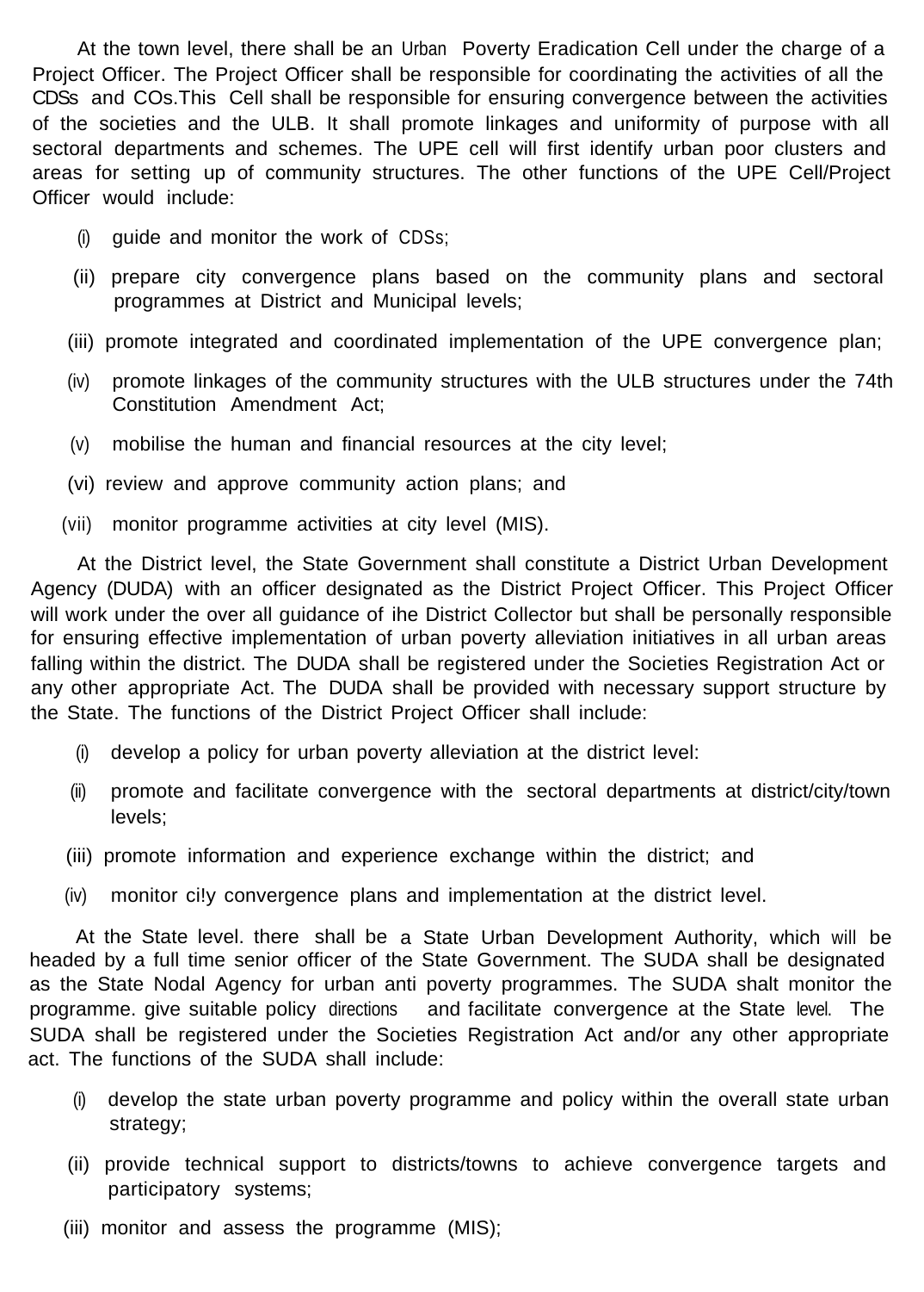At the town level, there shall be an Urban Poverty Eradication Cell under the charge of a Project Officer. The Project Officer shall be responsible for coordinating the activities of all the CDSs and COs.This Cell shall be responsible for ensuring convergence between the activities of the societies and the ULB. It shall promote linkages and uniformity of purpose with all sectoral departments and schemes. The UPE cell will first identify urban poor clusters and areas for setting up of community structures. The other functions of the UPE Cell/Project Officer would include:

(i) guide and monitor the work of CDSs;

(ii) prepare city convergence plans based on the community plans and sectoral programmes at District and Municipal levels;

(iii) promote integrated and coordinated implementation of the UPE convergence plan;

(iv) promote linkages of the community structures with the ULB structures under the 74th Constitution Amendment Act;

(v) mobilise the human and financial resources at the city level;

(vi) review and approve community action plans; and

(vii) monitor programme activities at city level (MIS).

At the District level, the State Government shall constitute a District Urban Development Agency (DUDA) with an officer designated as the District Project Officer. This Project Officer will work under the over all guidance of ihe District Collector but shall be personally responsible for ensuring effective implementation of urban poverty alleviation initiatives in all urban areas falling within the district. The DUDA shall be registered under the Societies Registration Act or any other appropriate Act. The DUDA shall be provided with necessary support structure by the State. The functions of the District Project Officer shall include:

(i) develop a policy for urban poverty alleviation at the district level:

(ii) promote and facilitate convergence with the sectoral departments at district/city/town levels;

(iii) promote information and experience exchange within the district; and

(iv) monitor ci!y convergence plans and implementation at the district level.

At the State level. there shall be a State Urban Development Authority, which will be headed by a full time senior officer of the State Government. The SUDA shall be designated as the State Nodal Agency for urban anti poverty programmes. The SUDA shalt monitor the programme. give suitable policy directions and facilitate convergence at the State level. The SUDA shall be registered under the Societies Registration Act and/or any other appropriate act. The functions of the SUDA shall include:

(i) develop the state urban poverty programme and policy within the overall state urban strategy;

(ii) provide technical support to districts/towns to achieve convergence targets and participatory systems;

(iii) monitor and assess the programme (MIS);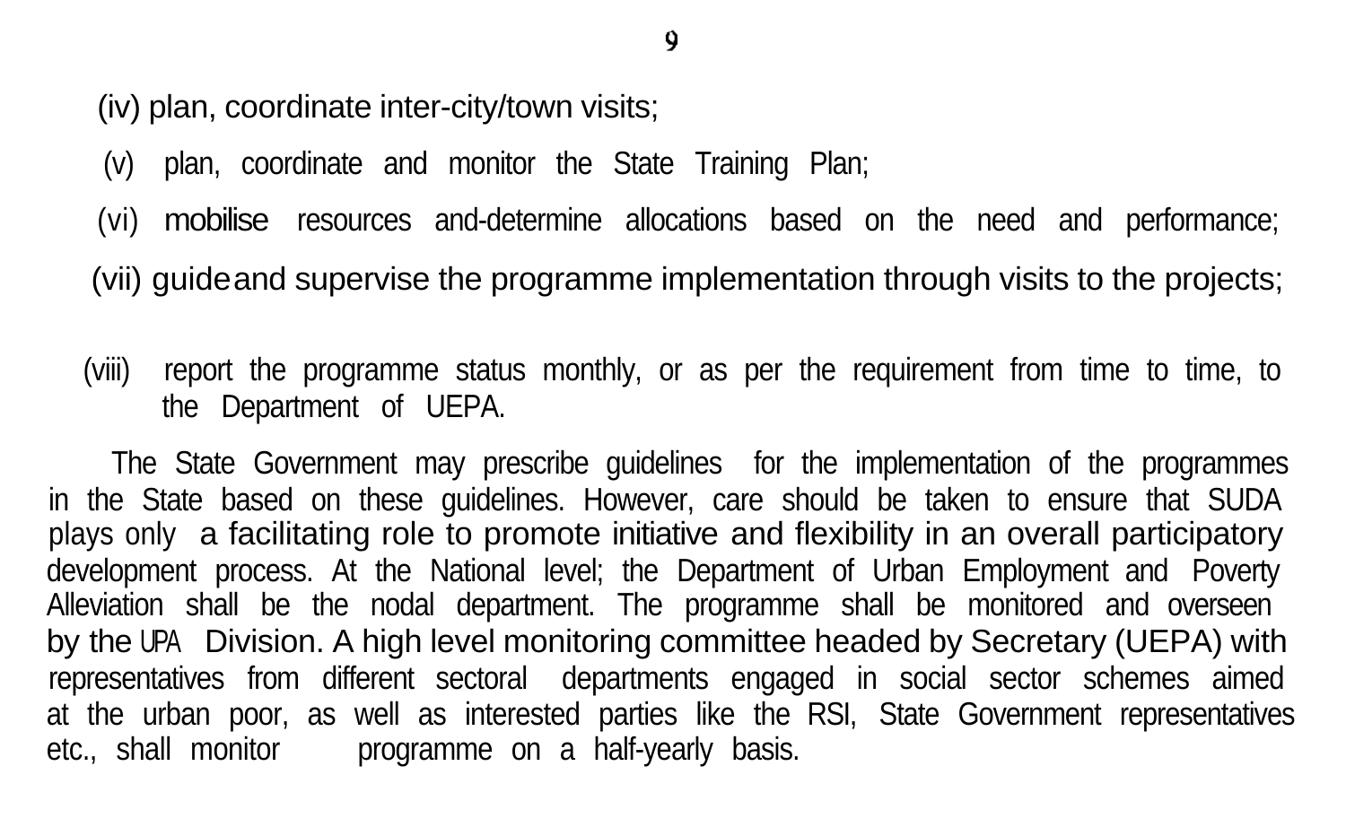(iv) plan, coordinate inter-city/town visits;

(v) plan, coordinate and monitor the State Training Plan;

(vi) mobilise resources and-determine allocations based on the need and performance;

(vii) guide and supervise the programme implementation through visits to the projects;

(viii) report the programme status monthly, or as per the requirement from time to time, to the Department of UEPA.

The State Government may prescribe guidelines for the implementation of the programmes in the State based on these guidelines. However, care should be taken to ensure that SUDA plays only a facilitating role to promote initiative and flexibility in an overall participatory development process. At the National level; the Department of Urban Employment and Poverty Alleviation shall be the nodal department. The programme shall be monitored and overseen by the UPA Division. A high level monitoring committee headed by Secretary (UEPA) with representatives from different sectoral departments engaged in social sector schemes aimed at the urban poor, as well as interested parties like the RSI, State Government representatives etc., shall monitor programme on a half-yearly basis.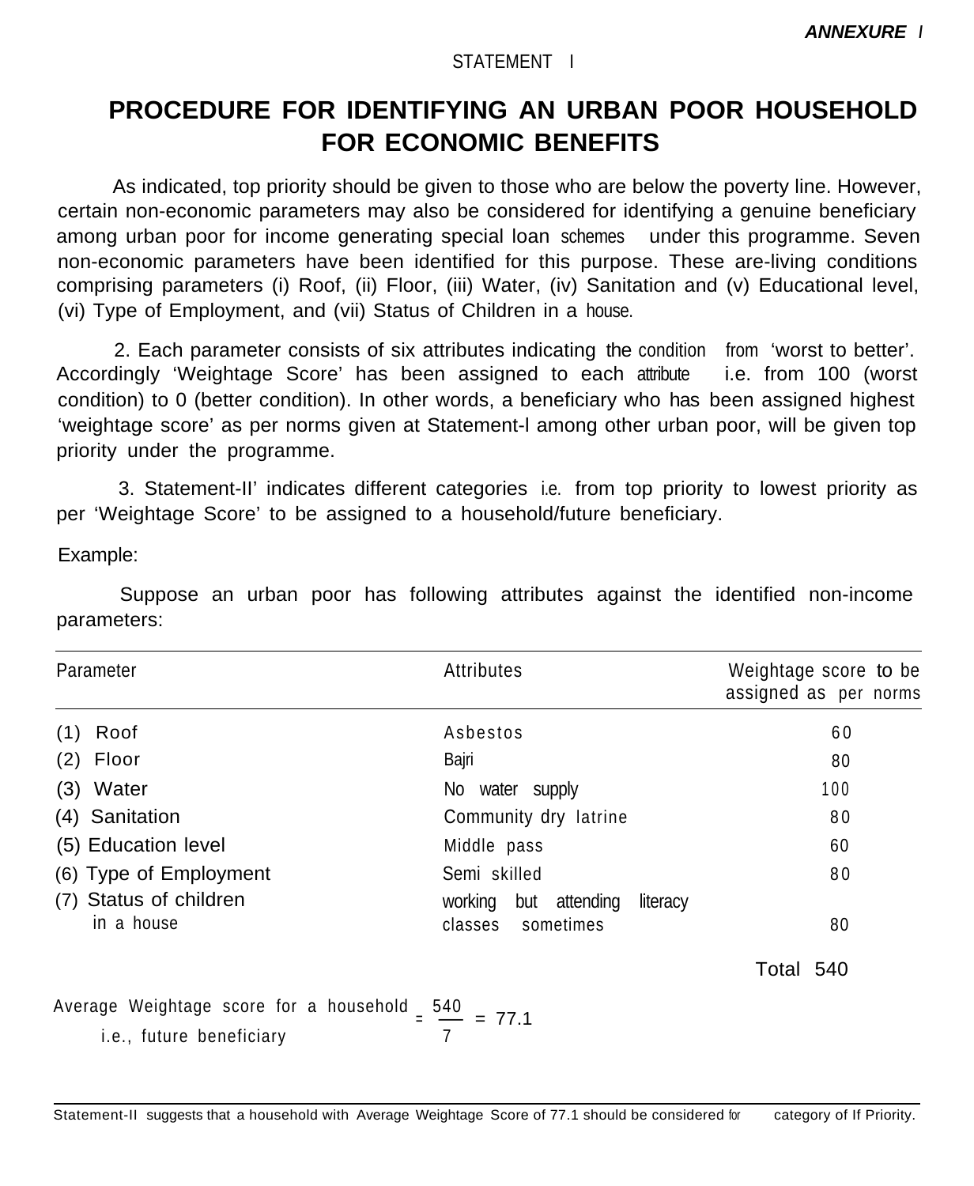***ANNEXURE I***

STATEMENT I

# PROCEDURE FOR IDENTIFYING AN URBAN POOR HOUSEHOLD FOR ECONOMIC BENEFITS

As indicated, top priority should be given to those who are below the poverty line. However, certain non-economic parameters may also be considered for identifying a genuine beneficiary among urban poor for income generating special loan schemes under this programme. Seven non-economic parameters have been identified for this purpose. These are-living conditions comprising parameters (i) Roof, (ii) Floor, (iii) Water, (iv) Sanitation and (v) Educational level, (vi) Type of Employment, and (vii) Status of Children in a house.

2. Each parameter consists of six attributes indicating the condition from 'worst to better'. Accordingly 'Weightage Score' has been assigned to each attribute i.e. from 100 (worst condition) to 0 (better condition). In other words, a beneficiary who has been assigned highest 'weightage score' as per norms given at Statement-l among other urban poor, will be given top priority under the programme.

3. Statement-II' indicates different categories i.e. from top priority to lowest priority as per 'Weightage Score' to be assigned to a household/future beneficiary.

Example:

Suppose an urban poor has following attributes against the identified non-income parameters:

| Parameter | Attributes | Weightage score to be assigned as per norms |
|---|---|---|
| (1) Roof | Asbestos | 60 |
| (2) Floor | Bajri | 80 |
| (3) Water | No water supply | 100 |
| (4) Sanitation | Community dry latrine | 80 |
| (5) Education level | Middle pass | 60 |
| (6) Type of Employment | Semi skilled | 80 |
| (7) Status of children in a house | working but attending literacy classes sometimes | 80 |
| | | Total 540 |

Average Weightage score for a household i.e., future beneficiary $= \frac{540}{7} = 77.1$

Statement-II suggests that a household with Average Weightage Score of 77.1 should be considered for category of If Priority.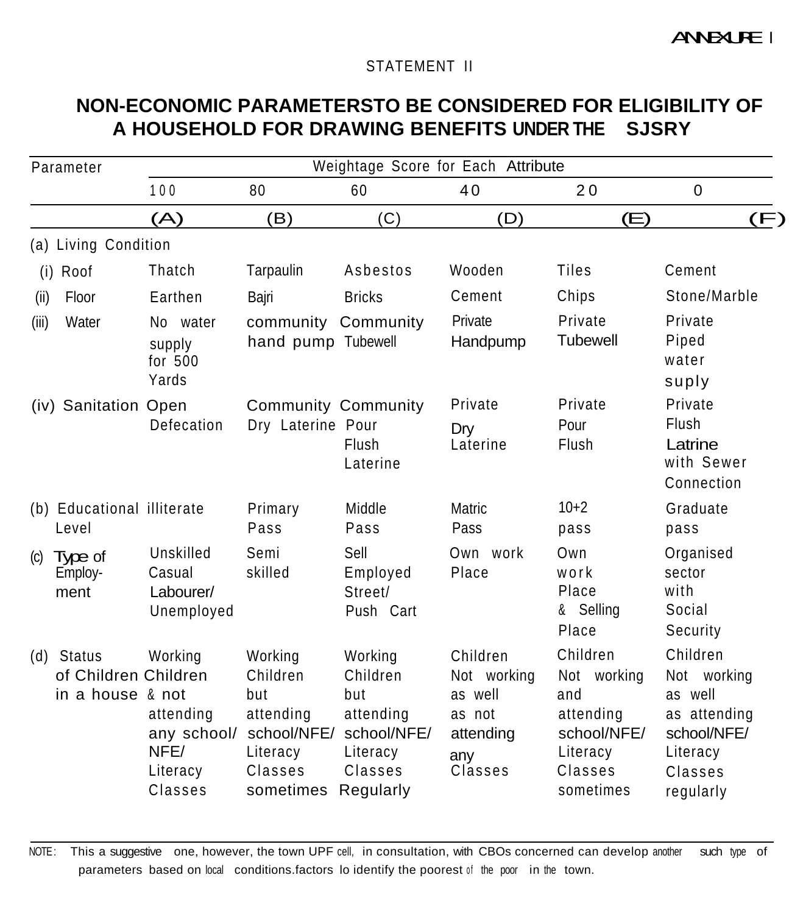ANNEXURE I

STATEMENT II

## NON-ECONOMIC PARAMETERSTO BE CONSIDERED FOR ELIGIBILITY OF A HOUSEHOLD FOR DRAWING BENEFITS UNDER THE SJSRY

| Parameter | Weightage Score for Each Attribute | | | | | |
|---|---|---|---|---|---|---|
| | 100 | 80 | 60 | 40 | 20 | 0 |
| | (A) | (B) | (C) | (D) | (E) | (F) |
| (a) Living Condition | | | | | | |
| (i) Roof | Thatch | Tarpaulin | Asbestos | Wooden | Tiles | Cement |
| (ii) Floor | Earthen | Bajri | Bricks | Cement | Chips | Stone/Marble |
| (iii) Water | No water supply for 500 Yards | community hand pump | Community Tubewell | Private Handpump | Private Tubewell | Private Piped water suply |
| (iv) Sanitation | Open Defecation | Community Dry Laterine | Community Pour Flush Laterine | Private Dry Laterine | Private Pour Flush | Private Flush Latrine with Sewer Connection |
| (b) Educational Level | illiterate | Primary Pass | Middle Pass | Matric Pass | 10+2 pass | Graduate pass |
| (c) Type of Employ-ment | Unskilled Casual Labourer/ Unemployed | Semi skilled | Sell Employed Street/ Push Cart | Own work Place | Own work Place & Selling Place | Organised sector with Social Security |
| (d) Status of Children in a house | Working Children & not attending any school/ NFE/ Literacy Classes | Working Children but attending school/NFE/ Literacy Classes sometimes | Working Children but attending school/NFE/ Literacy Classes Regularly | Children Not working as well as not attending any Classes | Children Not working and attending school/NFE/ Literacy Classes sometimes | Children Not working as well as attending school/NFE/ Literacy Classes regularly |

NOTE: This a suggestive one, however, the town UPF cell, in consultation, with CBOs concerned can develop another such type of parameters based on local conditions.factors lo identify the poorest of the poor in the town.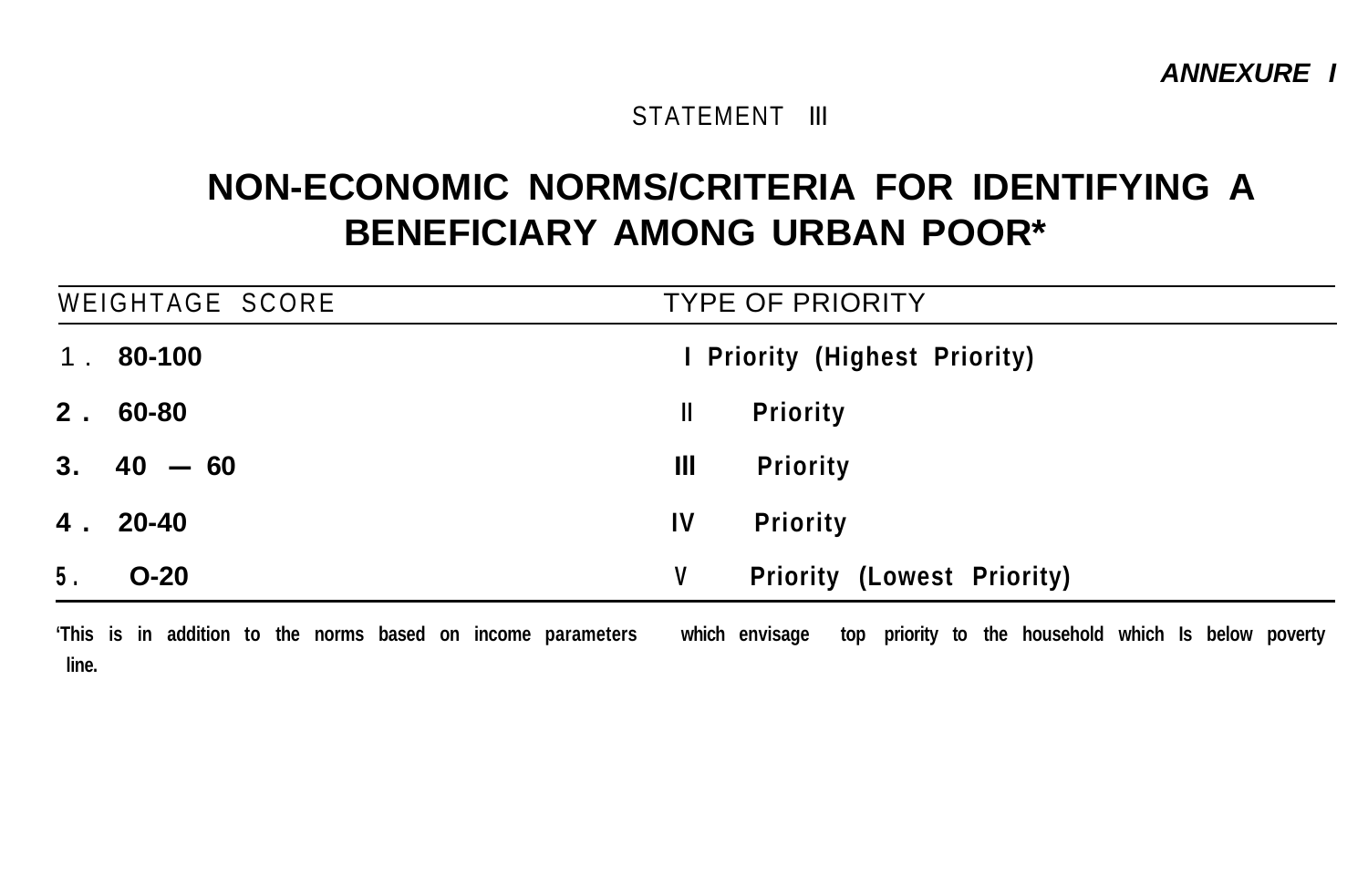***ANNEXURE I***

STATEMENT III

# NON-ECONOMIC NORMS/CRITERIA FOR IDENTIFYING A BENEFICIARY AMONG URBAN POOR*

| WEIGHTAGE SCORE | TYPE OF PRIORITY |
|---|---|
| 1. **80-100** | **I Priority (Highest Priority)** |
| **2. 60-80** | **II Priority** |
| **3. 40 — 60** | **III Priority** |
| **4. 20-40** | **IV Priority** |
| **5. O-20** | **V Priority (Lowest Priority)** |

**'This is in addition to the norms based on income parameters which envisage top priority to the household which Is below poverty line.**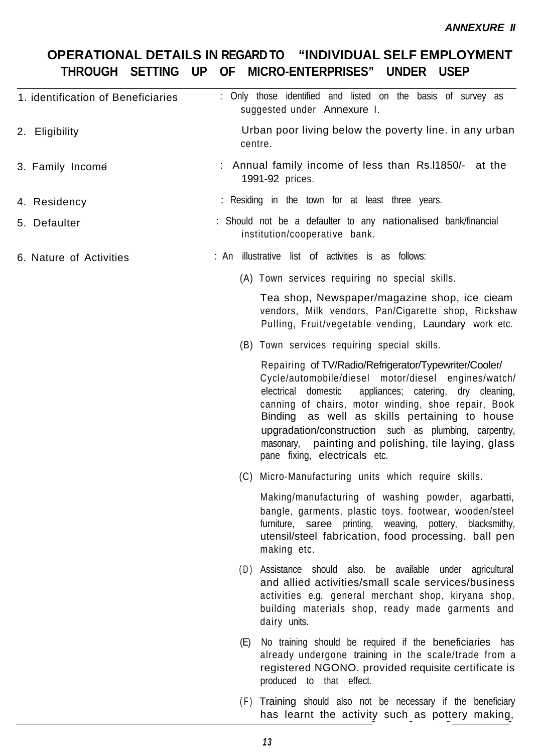***ANNEXURE II***

# OPERATIONAL DETAILS IN REGARD TO "INDIVIDUAL SELF EMPLOYMENT THROUGH SETTING UP OF MICRO-ENTERPRISES" UNDER USEP

| | |
|---|---|
| 1. identification of Beneficiaries | : Only those identified and listed on the basis of survey as suggested under Annexure I. |
| 2. Eligibility | Urban poor living below the poverty line. in any urban centre. |
| 3. Family Income | : Annual family income of less than Rs.l1850/- at the 1991-92 prices. |
| 4. Residency | : Residing in the town for at least three years. |
| 5. Defaulter | : Should not be a defaulter to any nationalised bank/financial institution/cooperative bank. |
| 6. Nature of Activities | : An illustrative list of activities is as follows: |

(A) Town services requiring no special skills.

Tea shop, Newspaper/magazine shop, ice cieam vendors, Milk vendors, Pan/Cigarette shop, Rickshaw Pulling, Fruit/vegetable vending, Laundary work etc.

(B) Town services requiring special skills.

Repairing of TV/Radio/Refrigerator/Typewriter/Cooler/ Cycle/automobile/diesel motor/diesel engines/watch/ electrical domestic appliances; catering, dry cleaning, canning of chairs, motor winding, shoe repair, Book Binding as well as skills pertaining to house upgradation/construction such as plumbing, carpentry, masonary, painting and polishing, tile laying, glass pane fixing, electricals etc.

(C) Micro-Manufacturing units which require skills.

Making/manufacturing of washing powder, agarbatti, bangle, garments, plastic toys. footwear, wooden/steel furniture, saree printing, weaving, pottery, blacksmithy, utensil/steel fabrication, food processing. ball pen making etc.

(D) Assistance should also. be available under agricultural and allied activities/small scale services/business activities e.g. general merchant shop, kiryana shop, building materials shop, ready made garments and dairy units.

(E) No training should be required if the beneficiaries has already undergone training in the scale/trade from a registered NGONO. provided requisite certificate is produced to that effect.

(F) Training should also not be necessary if the beneficiary has learnt the activity such as pottery making,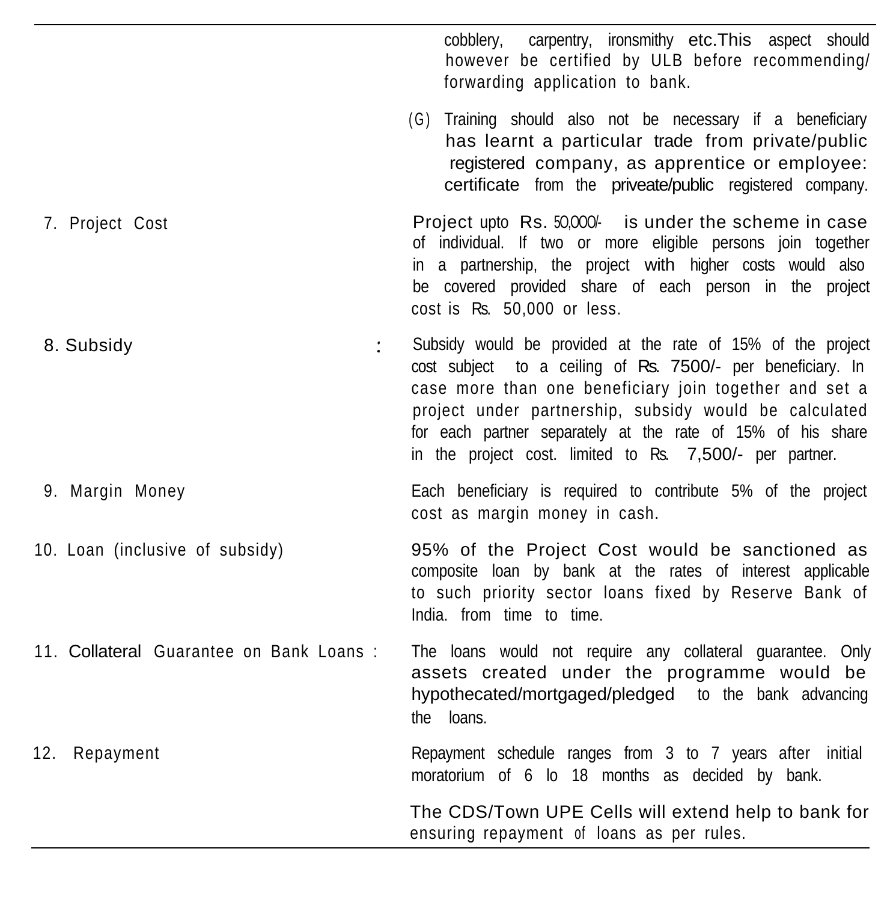| | |
|---|---|
| | cobblery, carpentry, ironsmithy etc.This aspect should however be certified by ULB before recommending/ forwarding application to bank. |
| | (G) Training should also not be necessary if a beneficiary has learnt a particular trade from private/public registered company, as apprentice or employee: certificate from the priveate/public registered company. |
| 7. Project Cost | Project upto Rs. 50,000/- is under the scheme in case of individual. If two or more eligible persons join together in a partnership, the project with higher costs would also be covered provided share of each person in the project cost is Rs. 50,000 or less. |
| 8. Subsidy : | Subsidy would be provided at the rate of 15% of the project cost subject to a ceiling of Rs. 7500/- per beneficiary. In case more than one beneficiary join together and set a project under partnership, subsidy would be calculated for each partner separately at the rate of 15% of his share in the project cost. limited to Rs. 7,500/- per partner. |
| 9. Margin Money | Each beneficiary is required to contribute 5% of the project cost as margin money in cash. |
| 10. Loan (inclusive of subsidy) | 95% of the Project Cost would be sanctioned as composite loan by bank at the rates of interest applicable to such priority sector loans fixed by Reserve Bank of India. from time to time. |
| 11. Collateral Guarantee on Bank Loans : | The loans would not require any collateral guarantee. Only assets created under the programme would be hypothecated/mortgaged/pledged to the bank advancing the loans. |
| 12. Repayment | Repayment schedule ranges from 3 to 7 years after initial moratorium of 6 lo 18 months as decided by bank. |
| | The CDS/Town UPE Cells will extend help to bank for ensuring repayment of loans as per rules. |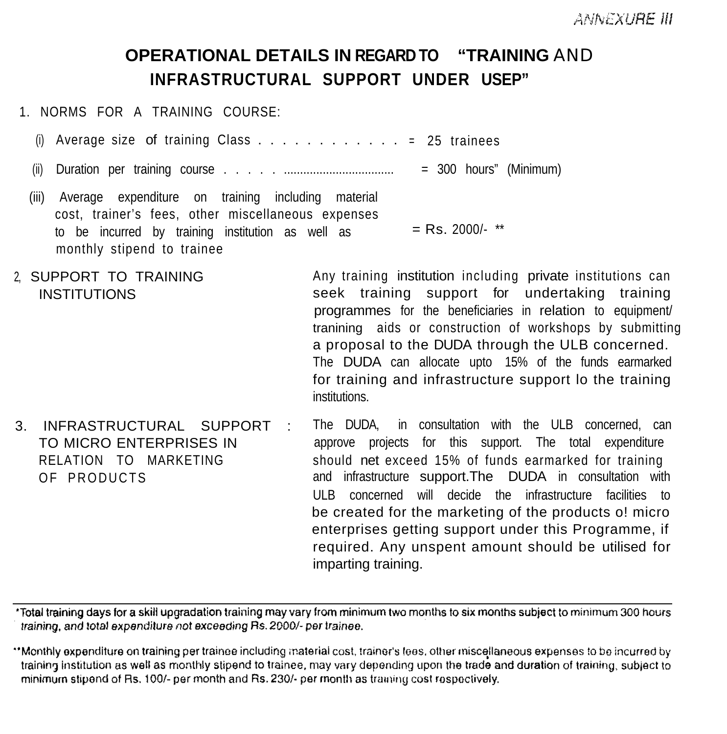ANNEXURE III

# OPERATIONAL DETAILS IN REGARD TO "TRAINING AND INFRASTRUCTURAL SUPPORT UNDER USEP"

1. NORMS FOR A TRAINING COURSE:

   (i) Average size of training Class . . . . . . . . . . . . = 25 trainees

   (ii) Duration per training course . . . . . ................................. = 300 hours* (Minimum)

   (iii) Average expenditure on training including material cost, trainer's fees, other miscellaneous expenses to be incurred by training institution as well as monthly stipend to trainee = Rs. 2000/- **

2. SUPPORT TO TRAINING INSTITUTIONS

   Any training institution including private institutions can seek training support for undertaking training programmes for the beneficiaries in relation to equipment/ tranining aids or construction of workshops by submitting a proposal to the DUDA through the ULB concerned. The DUDA can allocate upto 15% of the funds earmarked for training and infrastructure support lo the training institutions.

3. INFRASTRUCTURAL SUPPORT TO MICRO ENTERPRISES IN RELATION TO MARKETING OF PRODUCTS :

   The DUDA, in consultation with the ULB concerned, can approve projects for this support. The total expenditure should net exceed 15% of funds earmarked for training and infrastructure support.The DUDA in consultation with ULB concerned will decide the infrastructure facilities to be created for the marketing of the products o! micro enterprises getting support under this Programme, if required. Any unspent amount should be utilised for imparting training.

---

*Total training days for a skill upgradation training may vary from minimum two months to six months subject to minimum 300 hours training, and total expenditure not exceeding Rs. 2000/- per trainee.

**Monthly expenditure on training per trainee including material cost, trainer's fees, other miscellaneous expenses to be incurred by training institution as well as monthly stipend to trainee, may vary depending upon the trade and duration of training, subject to minimum stipend of Rs. 100/- per month and Rs. 230/- per month as training cost respectively.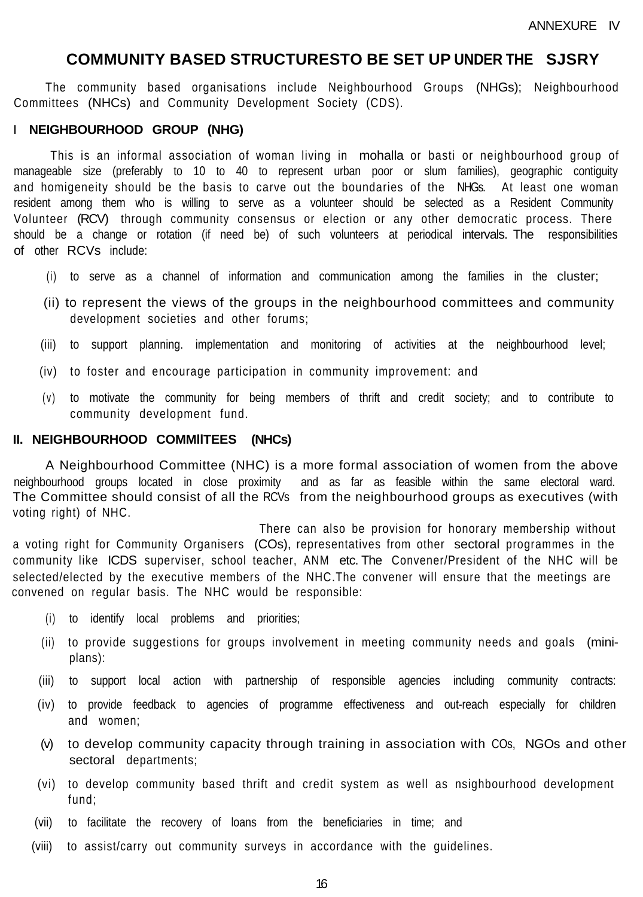ANNEXURE IV

# COMMUNITY BASED STRUCTURESTO BE SET UP UNDER THE SJSRY

The community based organisations include Neighbourhood Groups (NHGs); Neighbourhood Committees (NHCs) and Community Development Society (CDS).

## I NEIGHBOURHOOD GROUP (NHG)

This is an informal association of woman living in mohalla or basti or neighbourhood group of manageable size (preferably to 10 to 40 to represent urban poor or slum families), geographic contiguity and homigeneity should be the basis to carve out the boundaries of the NHGs. At least one woman resident among them who is willing to serve as a volunteer should be selected as a Resident Community Volunteer (RCV) through community consensus or election or any other democratic process. There should be a change or rotation (if need be) of such volunteers at periodical intervals. The responsibilities of other RCVs include:

(i) to serve as a channel of information and communication among the families in the cluster;

(ii) to represent the views of the groups in the neighbourhood committees and community development societies and other forums;

(iii) to support planning. implementation and monitoring of activities at the neighbourhood level;

(iv) to foster and encourage participation in community improvement: and

(v) to motivate the community for being members of thrift and credit society; and to contribute to community development fund.

## II. NEIGHBOURHOOD COMMIlTEES (NHCs)

A Neighbourhood Committee (NHC) is a more formal association of women from the above neighbourhood groups located in close proximity and as far as feasible within the same electoral ward. The Committee should consist of all the RCVs from the neighbourhood groups as executives (with voting right) of NHC.

There can also be provision for honorary membership without a voting right for Community Organisers (COs), representatives from other sectoral programmes in the community like ICDS superviser, school teacher, ANM etc. The Convener/President of the NHC will be selected/elected by the executive members of the NHC.The convener will ensure that the meetings are convened on regular basis. The NHC would be responsible:

(i) to identify local problems and priorities;

(ii) to provide suggestions for groups involvement in meeting community needs and goals (mini-plans):

(iii) to support local action with partnership of responsible agencies including community contracts:

(iv) to provide feedback to agencies of programme effectiveness and out-reach especially for children and women;

(v) to develop community capacity through training in association with COs, NGOs and other sectoral departments;

(vi) to develop community based thrift and credit system as well as nsighbourhood development fund;

(vii) to facilitate the recovery of loans from the beneficiaries in time; and

(viii) to assist/carry out community surveys in accordance with the guidelines.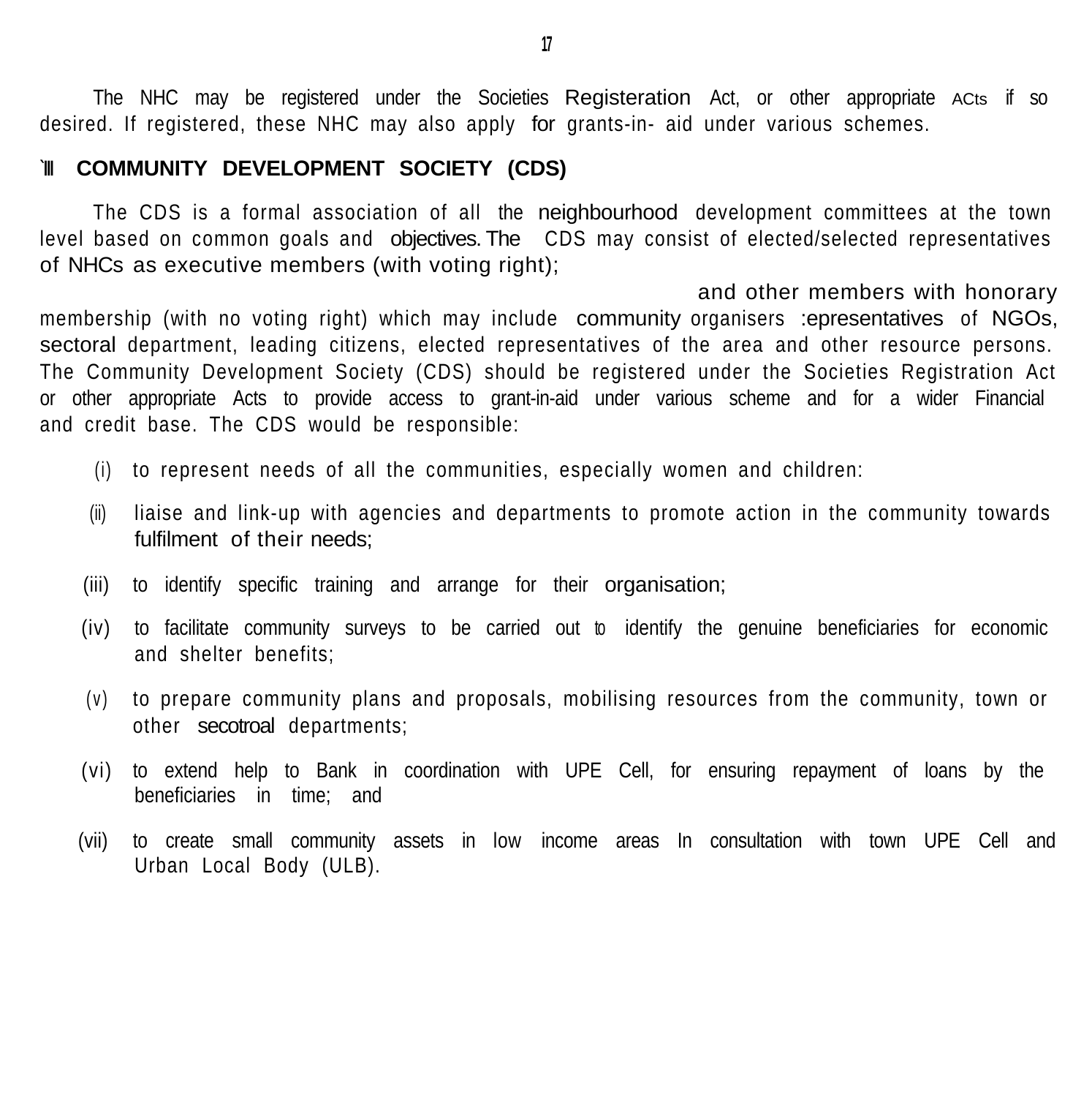The NHC may be registered under the Societies Registeration Act, or other appropriate ACts if so desired. If registered, these NHC may also apply for grants-in- aid under various schemes.

## `III COMMUNITY DEVELOPMENT SOCIETY (CDS)

The CDS is a formal association of all the neighbourhood development committees at the town level based on common goals and objectives. The CDS may consist of elected/selected representatives of NHCs as executive members (with voting right); and other members with honorary membership (with no voting right) which may include community organisers :epresentatives of NGOs, sectoral department, leading citizens, elected representatives of the area and other resource persons. The Community Development Society (CDS) should be registered under the Societies Registration Act or other appropriate Acts to provide access to grant-in-aid under various scheme and for a wider Financial and credit base. The CDS would be responsible:

(i) to represent needs of all the communities, especially women and children:

(ii) liaise and link-up with agencies and departments to promote action in the community towards fulfilment of their needs;

(iii) to identify specific training and arrange for their organisation;

(iv) to facilitate community surveys to be carried out to identify the genuine beneficiaries for economic and shelter benefits;

(v) to prepare community plans and proposals, mobilising resources from the community, town or other secotroal departments;

(vi) to extend help to Bank in coordination with UPE Cell, for ensuring repayment of loans by the beneficiaries in time; and

(vii) to create small community assets in low income areas In consultation with town UPE Cell and Urban Local Body (ULB).